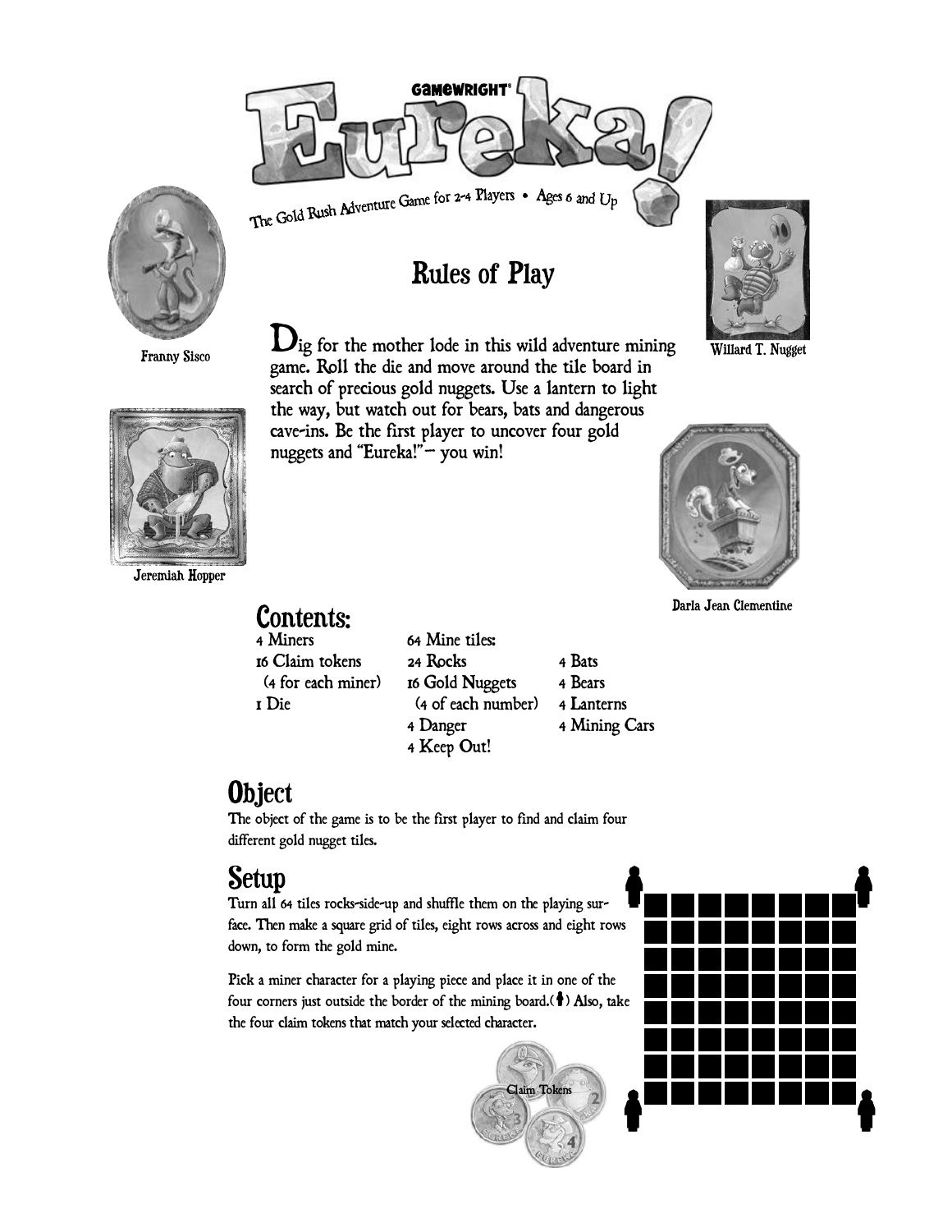# Eureka!

GAMEWRIGHT®

The Gold Rush Adventure Game for 2-4 Players • Ages 6 and Up

## Rules of Play

Dig for the mother lode in this wild adventure mining game. Roll the die and move around the tile board in search of precious gold nuggets. Use a lantern to light the way, but watch out for bears, bats and dangerous cave-ins. Be the first player to uncover four gold nuggets and "Eureka!"— you win!

Franny Sisco

Willard T. Nugget

Jeremiah Hopper

Darla Jean Clementine

## Contents:

- 4 Miners
- 16 Claim tokens (4 for each miner)
- 1 Die
- 64 Mine tiles:
  - 24 Rocks
  - 16 Gold Nuggets (4 of each number)
  - 4 Danger
  - 4 Keep Out!
  - 4 Bats
  - 4 Bears
  - 4 Lanterns
  - 4 Mining Cars

## Object

The object of the game is to be the first player to find and claim four different gold nugget tiles.

## Setup

Turn all 64 tiles rocks-side-up and shuffle them on the playing surface. Then make a square grid of tiles, eight rows across and eight rows down, to form the gold mine.

Pick a miner character for a playing piece and place it in one of the four corners just outside the border of the mining board.(♟) Also, take the four claim tokens that match your selected character.

Claim Tokens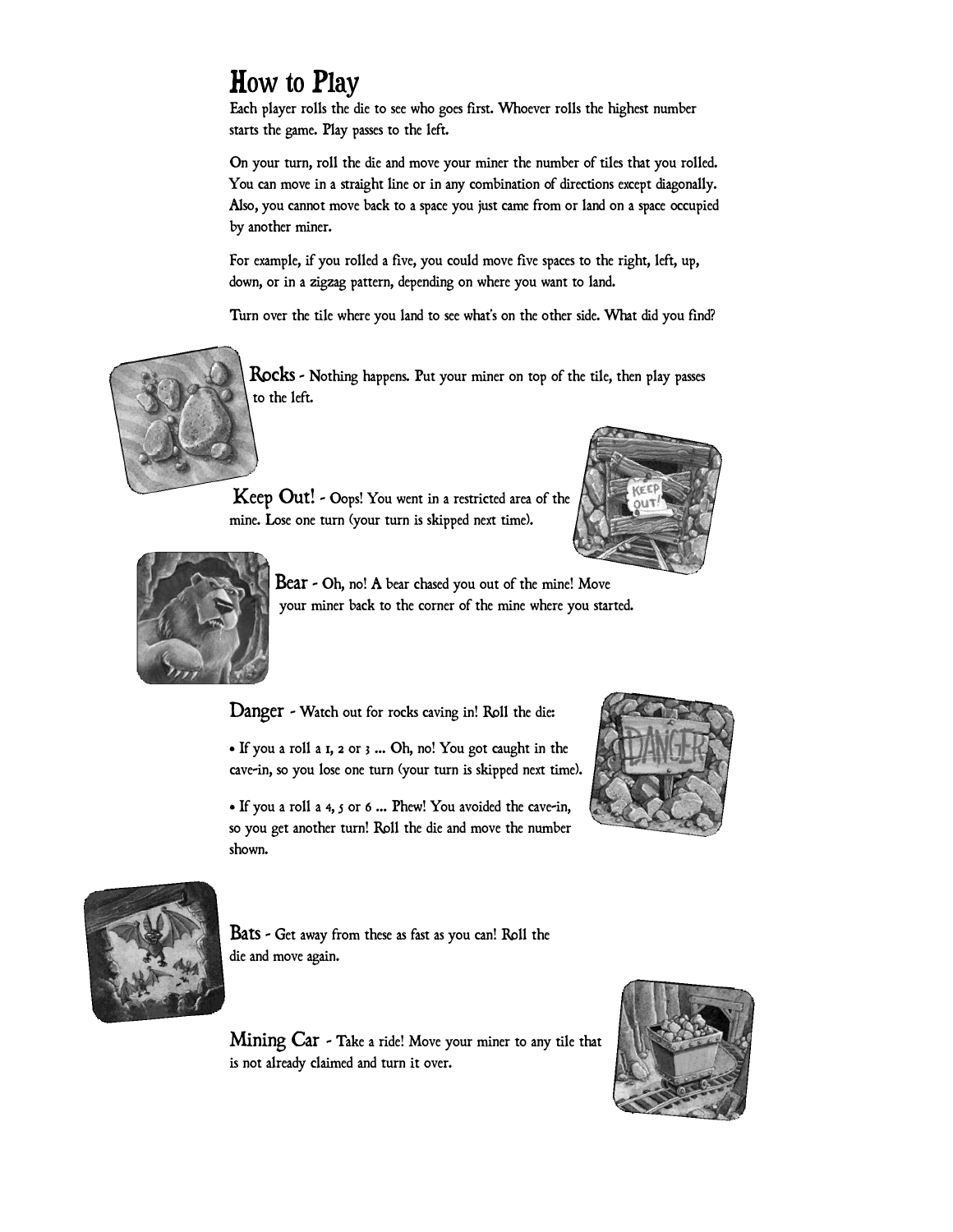# How to Play

Each player rolls the die to see who goes first. Whoever rolls the highest number starts the game. Play passes to the left.

On your turn, roll the die and move your miner the number of tiles that you rolled. You can move in a straight line or in any combination of directions except diagonally. Also, you cannot move back to a space you just came from or land on a space occupied by another miner.

For example, if you rolled a five, you could move five spaces to the right, left, up, down, or in a zigzag pattern, depending on where you want to land.

Turn over the tile where you land to see what's on the other side. What did you find?

**Rocks** - Nothing happens. Put your miner on top of the tile, then play passes to the left.

**Keep Out!** - Oops! You went in a restricted area of the mine. Lose one turn (your turn is skipped next time).

**Bear** - Oh, no! A bear chased you out of the mine! Move your miner back to the corner of the mine where you started.

**Danger** - Watch out for rocks caving in! Roll the die:

- If you a roll a 1, 2 or 3 ... Oh, no! You got caught in the cave-in, so you lose one turn (your turn is skipped next time).
- If you a roll a 4, 5 or 6 ... Phew! You avoided the cave-in, so you get another turn! Roll the die and move the number shown.

**Bats** - Get away from these as fast as you can! Roll the die and move again.

**Mining Car** - Take a ride! Move your miner to any tile that is not already claimed and turn it over.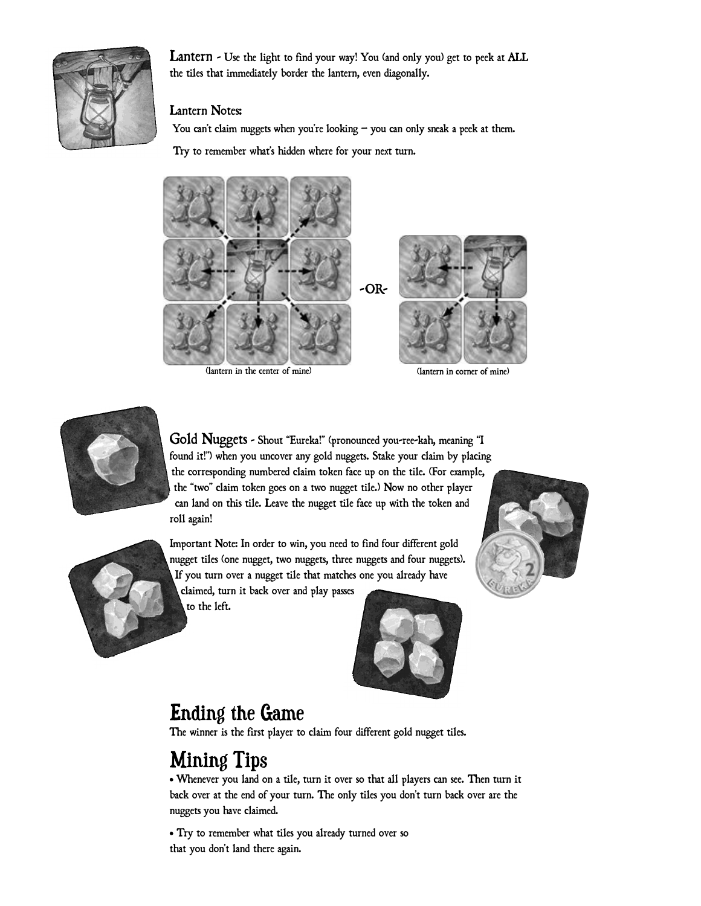**Lantern** - Use the light to find your way! You (and only you) get to peek at ALL the tiles that immediately border the lantern, even diagonally.

Lantern Notes:

You can't claim nuggets when you're looking – you can only sneak a peek at them.

Try to remember what's hidden where for your next turn.

-OR-

(lantern in the center of mine)

(lantern in corner of mine)

**Gold Nuggets** - Shout "Eureka!" (pronounced you-ree-kah, meaning "I found it!") when you uncover any gold nuggets. Stake your claim by placing the corresponding numbered claim token face up on the tile. (For example, the "two" claim token goes on a two nugget tile.) Now no other player can land on this tile. Leave the nugget tile face up with the token and roll again!

Important Note: In order to win, you need to find four different gold nugget tiles (one nugget, two nuggets, three nuggets and four nuggets). If you turn over a nugget tile that matches one you already have claimed, turn it back over and play passes to the left.

## Ending the Game

The winner is the first player to claim four different gold nugget tiles.

## Mining Tips

- Whenever you land on a tile, turn it over so that all players can see. Then turn it back over at the end of your turn. The only tiles you don't turn back over are the nuggets you have claimed.
- Try to remember what tiles you already turned over so that you don't land there again.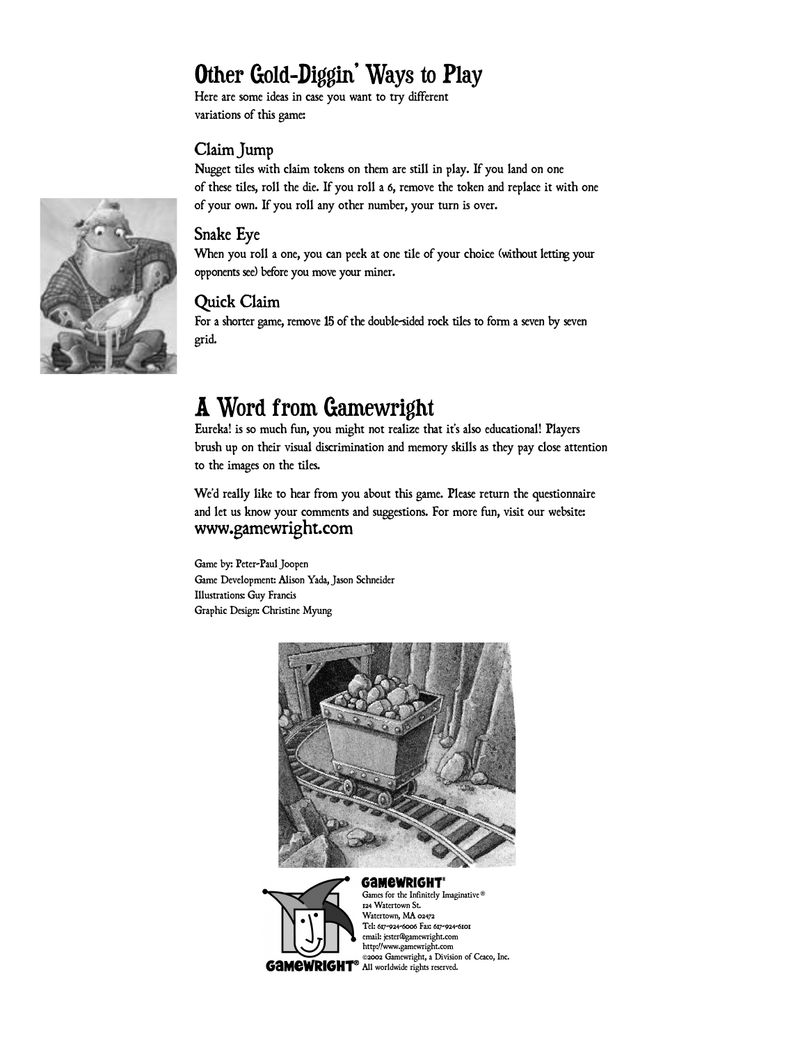# Other Gold-Diggin' Ways to Play

Here are some ideas in case you want to try different variations of this game:

## Claim Jump

Nugget tiles with claim tokens on them are still in play. If you land on one of these tiles, roll the die. If you roll a 6, remove the token and replace it with one of your own. If you roll any other number, your turn is over.

## Snake Eye

When you roll a one, you can peek at one tile of your choice (without letting your opponents see) before you move your miner.

## Quick Claim

For a shorter game, remove 15 of the double-sided rock tiles to form a seven by seven grid.

# A Word from Gamewright

Eureka! is so much fun, you might not realize that it's also educational! Players brush up on their visual discrimination and memory skills as they pay close attention to the images on the tiles.

We'd really like to hear from you about this game. Please return the questionnaire and let us know your comments and suggestions. For more fun, visit our website: www.gamewright.com

Game by: Peter-Paul Joopen
Game Development: Alison Yada, Jason Schneider
Illustrations: Guy Francis
Graphic Design: Christine Myung

GAMEWRIGHT®
Games for the Infinitely Imaginative®
124 Watertown St.
Watertown, MA 02472
Tel: 617-924-6006 Fax: 617-924-6101
email: jester@gamewright.com
http://www.gamewright.com
©2002 Gamewright, a Division of Ceaco, Inc.
All worldwide rights reserved.